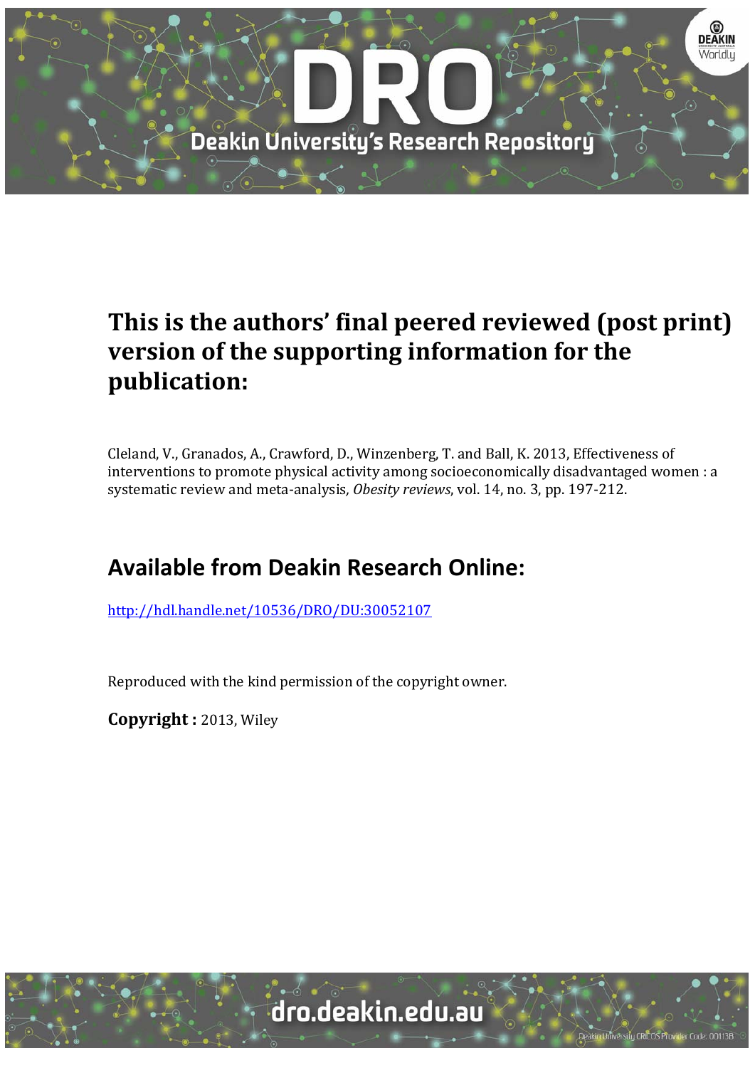# This is the authors' final peered reviewed (post print) version of the supporting information for the publication:

Cleland, V., Granados, A., Crawford, D., Winzenberg, T. and Ball, K. 2013, Effectiveness of interventions to promote physical activity among socioeconomically disadvantaged women : a systematic review and meta-analysis, *Obesity reviews*, vol. 14, no. 3, pp. 197-212.

## Available from Deakin Research Online:

http://hdl.handle.net/10536/DRO/DU:30052107

Reproduced with the kind permission of the copyright owner.

**Copyright :** 2013, Wiley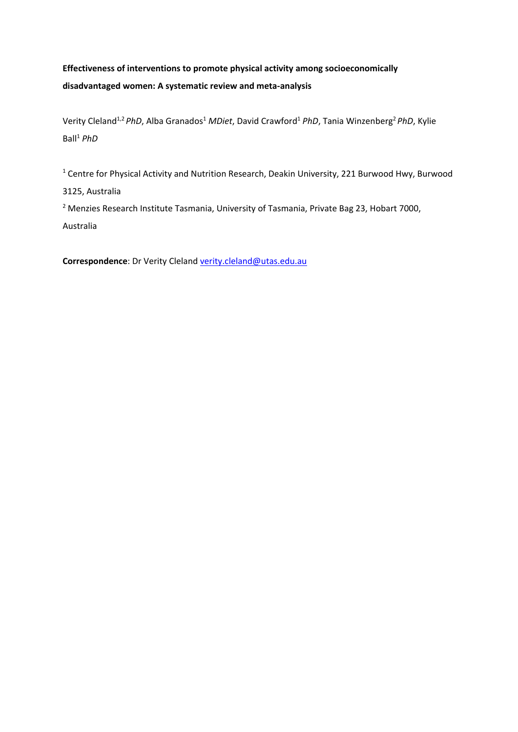**Effectiveness of interventions to promote physical activity among socioeconomically disadvantaged women: A systematic review and meta-analysis**

Verity Cleland[1,2] *PhD*, Alba Granados[1] *MDiet*, David Crawford[1] *PhD*, Tania Winzenberg[2] *PhD*, Kylie Ball[1] *PhD*

[1] Centre for Physical Activity and Nutrition Research, Deakin University, 221 Burwood Hwy, Burwood 3125, Australia

[2] Menzies Research Institute Tasmania, University of Tasmania, Private Bag 23, Hobart 7000, Australia

**Correspondence**: Dr Verity Cleland verity.cleland@utas.edu.au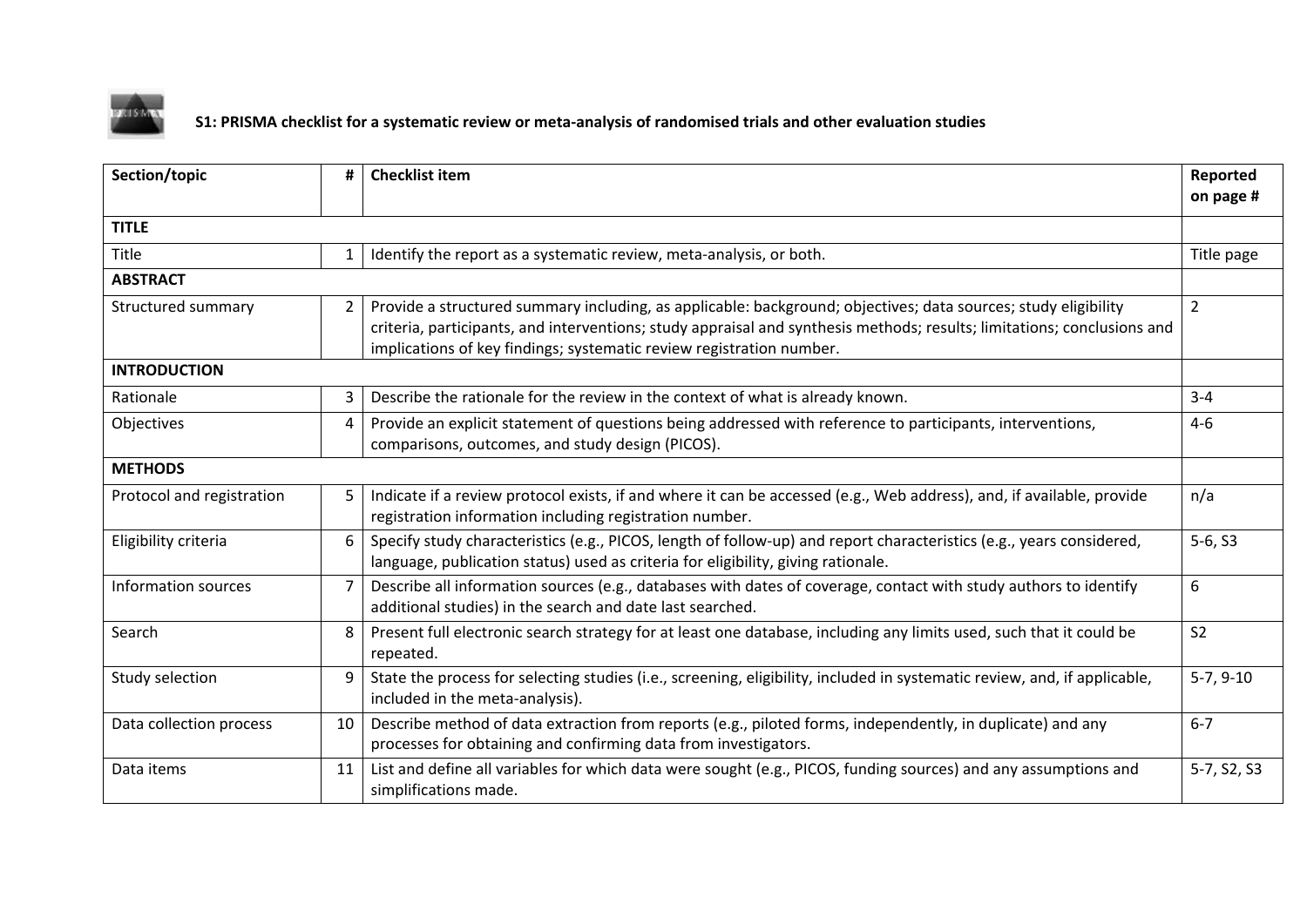**S1: PRISMA checklist for a systematic review or meta-analysis of randomised trials and other evaluation studies**

| Section/topic | # | Checklist item | Reported on page # |
|---|---|---|---|
| **TITLE** | | | |
| Title | 1 | Identify the report as a systematic review, meta-analysis, or both. | Title page |
| **ABSTRACT** | | | |
| Structured summary | 2 | Provide a structured summary including, as applicable: background; objectives; data sources; study eligibility criteria, participants, and interventions; study appraisal and synthesis methods; results; limitations; conclusions and implications of key findings; systematic review registration number. | 2 |
| **INTRODUCTION** | | | |
| Rationale | 3 | Describe the rationale for the review in the context of what is already known. | 3-4 |
| Objectives | 4 | Provide an explicit statement of questions being addressed with reference to participants, interventions, comparisons, outcomes, and study design (PICOS). | 4-6 |
| **METHODS** | | | |
| Protocol and registration | 5 | Indicate if a review protocol exists, if and where it can be accessed (e.g., Web address), and, if available, provide registration information including registration number. | n/a |
| Eligibility criteria | 6 | Specify study characteristics (e.g., PICOS, length of follow-up) and report characteristics (e.g., years considered, language, publication status) used as criteria for eligibility, giving rationale. | 5-6, S3 |
| Information sources | 7 | Describe all information sources (e.g., databases with dates of coverage, contact with study authors to identify additional studies) in the search and date last searched. | 6 |
| Search | 8 | Present full electronic search strategy for at least one database, including any limits used, such that it could be repeated. | S2 |
| Study selection | 9 | State the process for selecting studies (i.e., screening, eligibility, included in systematic review, and, if applicable, included in the meta-analysis). | 5-7, 9-10 |
| Data collection process | 10 | Describe method of data extraction from reports (e.g., piloted forms, independently, in duplicate) and any processes for obtaining and confirming data from investigators. | 6-7 |
| Data items | 11 | List and define all variables for which data were sought (e.g., PICOS, funding sources) and any assumptions and simplifications made. | 5-7, S2, S3 |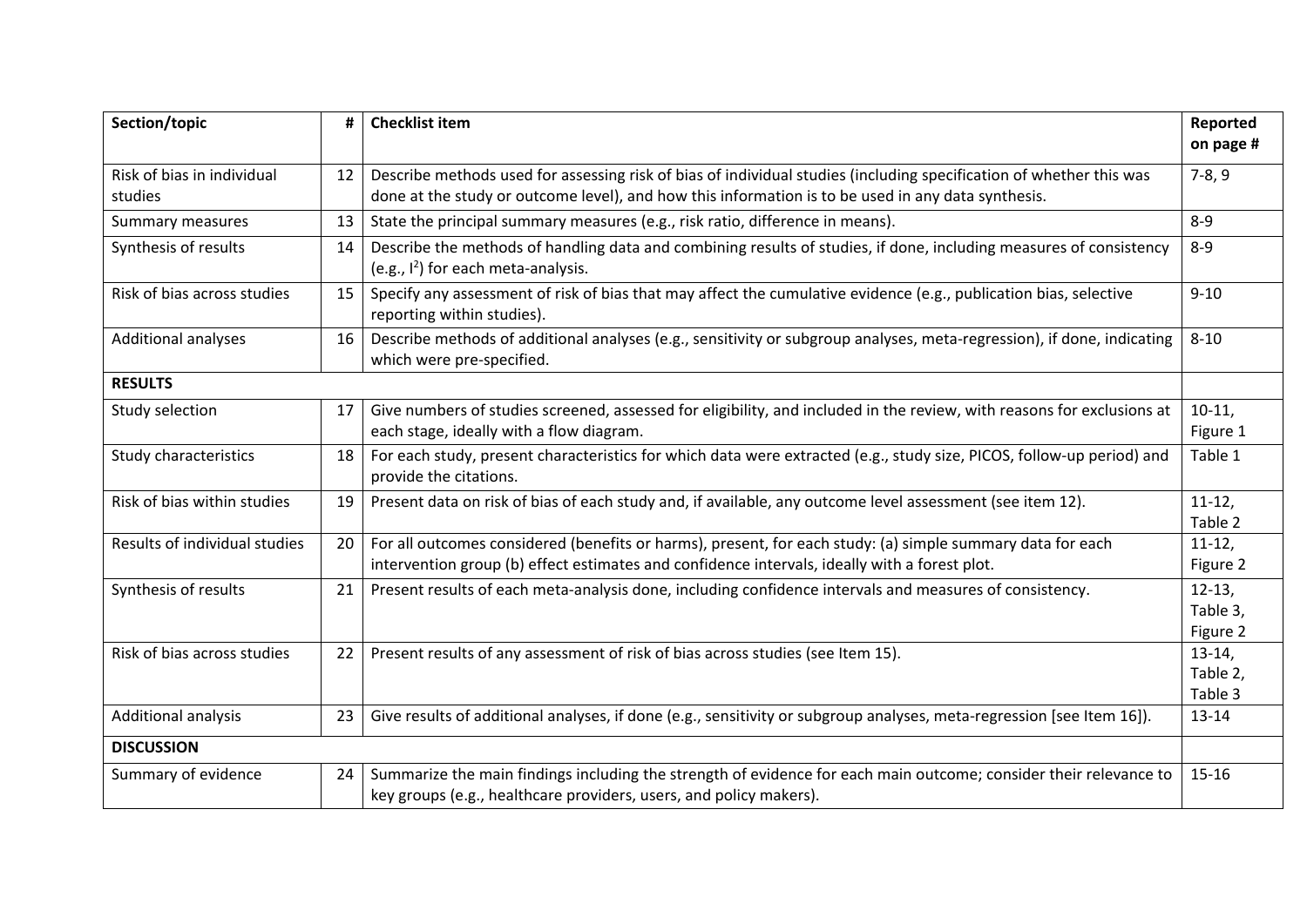| Section/topic | # | Checklist item | Reported on page # |
|---|---|---|---|
| Risk of bias in individual studies | 12 | Describe methods used for assessing risk of bias of individual studies (including specification of whether this was done at the study or outcome level), and how this information is to be used in any data synthesis. | 7-8, 9 |
| Summary measures | 13 | State the principal summary measures (e.g., risk ratio, difference in means). | 8-9 |
| Synthesis of results | 14 | Describe the methods of handling data and combining results of studies, if done, including measures of consistency (e.g., $I^2$) for each meta-analysis. | 8-9 |
| Risk of bias across studies | 15 | Specify any assessment of risk of bias that may affect the cumulative evidence (e.g., publication bias, selective reporting within studies). | 9-10 |
| Additional analyses | 16 | Describe methods of additional analyses (e.g., sensitivity or subgroup analyses, meta-regression), if done, indicating which were pre-specified. | 8-10 |
| **RESULTS** | | | |
| Study selection | 17 | Give numbers of studies screened, assessed for eligibility, and included in the review, with reasons for exclusions at each stage, ideally with a flow diagram. | 10-11, Figure 1 |
| Study characteristics | 18 | For each study, present characteristics for which data were extracted (e.g., study size, PICOS, follow-up period) and provide the citations. | Table 1 |
| Risk of bias within studies | 19 | Present data on risk of bias of each study and, if available, any outcome level assessment (see item 12). | 11-12, Table 2 |
| Results of individual studies | 20 | For all outcomes considered (benefits or harms), present, for each study: (a) simple summary data for each intervention group (b) effect estimates and confidence intervals, ideally with a forest plot. | 11-12, Figure 2 |
| Synthesis of results | 21 | Present results of each meta-analysis done, including confidence intervals and measures of consistency. | 12-13, Table 3, Figure 2 |
| Risk of bias across studies | 22 | Present results of any assessment of risk of bias across studies (see Item 15). | 13-14, Table 2, Table 3 |
| Additional analysis | 23 | Give results of additional analyses, if done (e.g., sensitivity or subgroup analyses, meta-regression [see Item 16]). | 13-14 |
| **DISCUSSION** | | | |
| Summary of evidence | 24 | Summarize the main findings including the strength of evidence for each main outcome; consider their relevance to key groups (e.g., healthcare providers, users, and policy makers). | 15-16 |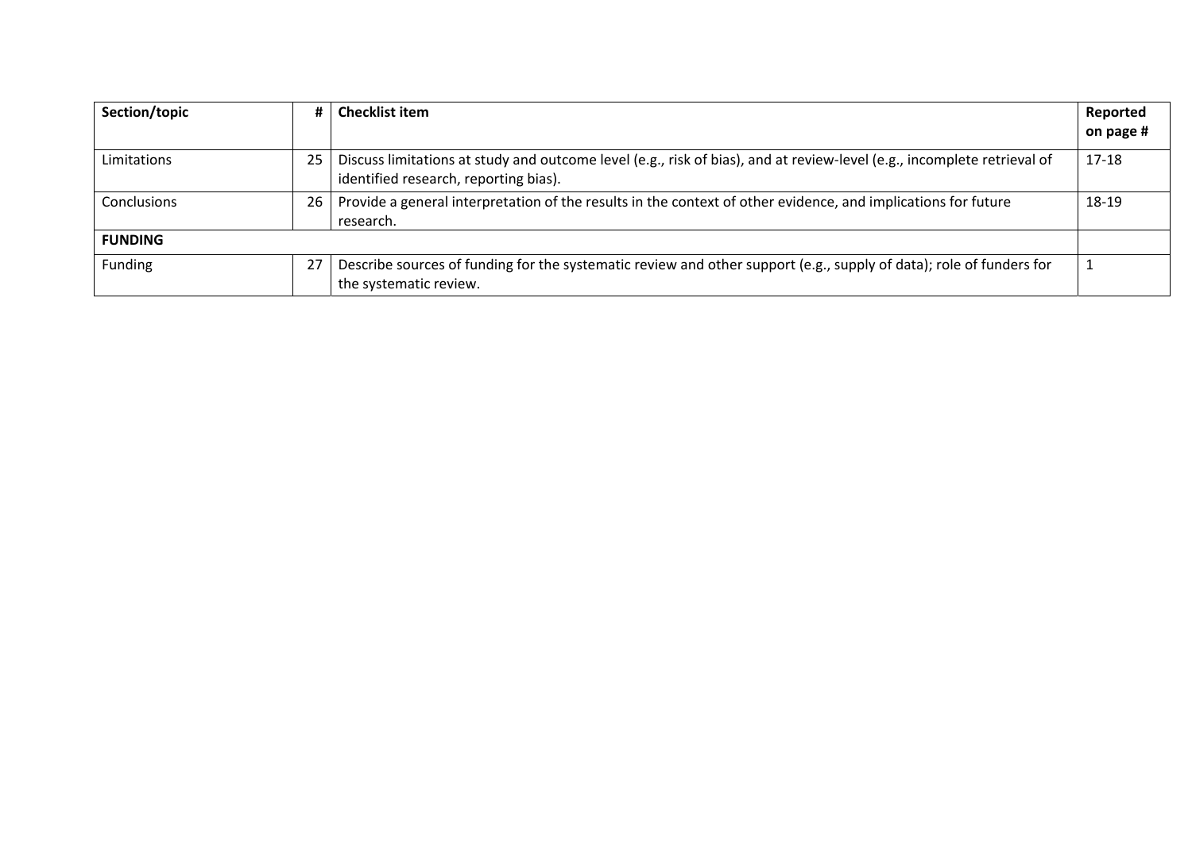| Section/topic | # | Checklist item | Reported on page # |
|---|---|---|---|
| Limitations | 25 | Discuss limitations at study and outcome level (e.g., risk of bias), and at review-level (e.g., incomplete retrieval of identified research, reporting bias). | 17-18 |
| Conclusions | 26 | Provide a general interpretation of the results in the context of other evidence, and implications for future research. | 18-19 |
| **FUNDING** | | | |
| Funding | 27 | Describe sources of funding for the systematic review and other support (e.g., supply of data); role of funders for the systematic review. | 1 |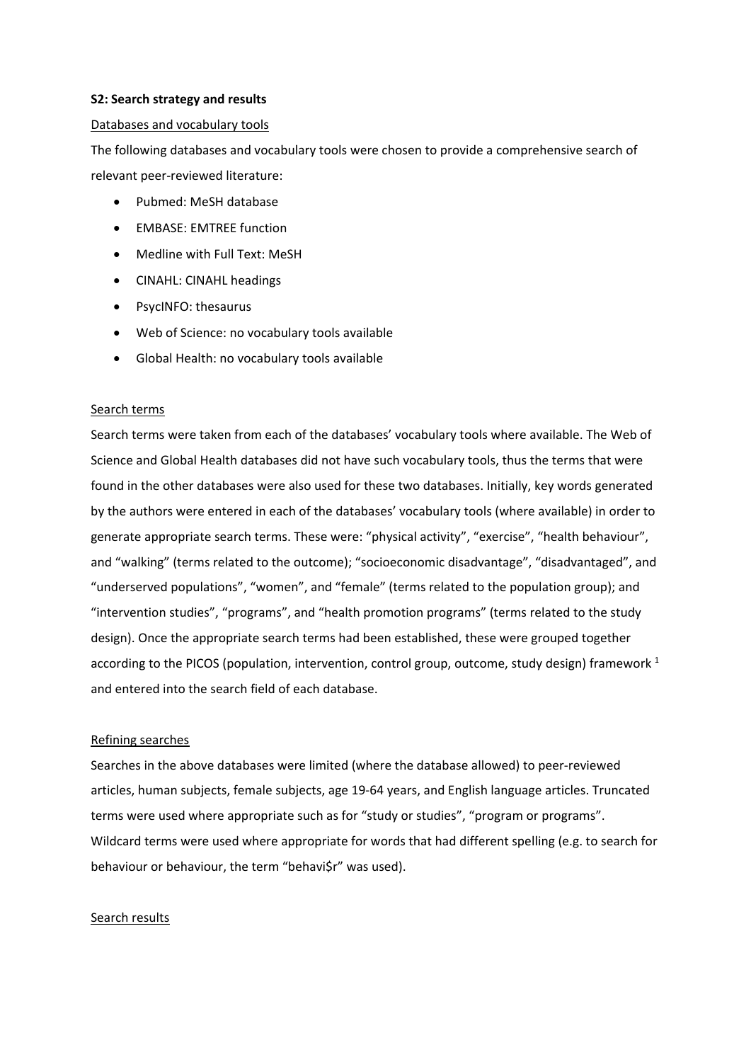**S2: Search strategy and results**

Databases and vocabulary tools

The following databases and vocabulary tools were chosen to provide a comprehensive search of relevant peer-reviewed literature:

- Pubmed: MeSH database
- EMBASE: EMTREE function
- Medline with Full Text: MeSH
- CINAHL: CINAHL headings
- PsycINFO: thesaurus
- Web of Science: no vocabulary tools available
- Global Health: no vocabulary tools available

Search terms

Search terms were taken from each of the databases' vocabulary tools where available. The Web of Science and Global Health databases did not have such vocabulary tools, thus the terms that were found in the other databases were also used for these two databases. Initially, key words generated by the authors were entered in each of the databases' vocabulary tools (where available) in order to generate appropriate search terms. These were: "physical activity", "exercise", "health behaviour", and "walking" (terms related to the outcome); "socioeconomic disadvantage", "disadvantaged", and "underserved populations", "women", and "female" (terms related to the population group); and "intervention studies", "programs", and "health promotion programs" (terms related to the study design). Once the appropriate search terms had been established, these were grouped together according to the PICOS (population, intervention, control group, outcome, study design) framework [1] and entered into the search field of each database.

Refining searches

Searches in the above databases were limited (where the database allowed) to peer-reviewed articles, human subjects, female subjects, age 19-64 years, and English language articles. Truncated terms were used where appropriate such as for "study or studies", "program or programs". Wildcard terms were used where appropriate for words that had different spelling (e.g. to search for behaviour or behaviour, the term "behavi$r" was used).

Search results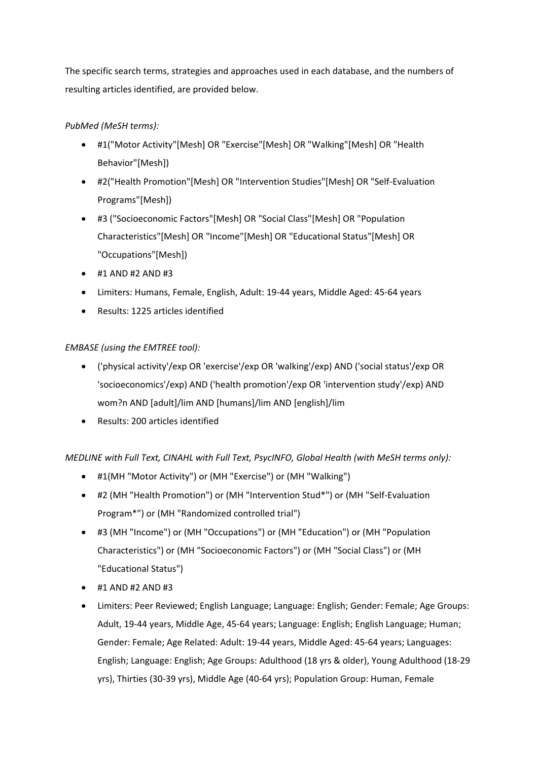The specific search terms, strategies and approaches used in each database, and the numbers of resulting articles identified, are provided below.

*PubMed (MeSH terms):*

- #1("Motor Activity"[Mesh] OR "Exercise"[Mesh] OR "Walking"[Mesh] OR "Health Behavior"[Mesh])
- #2("Health Promotion"[Mesh] OR "Intervention Studies"[Mesh] OR "Self-Evaluation Programs"[Mesh])
- #3 ("Socioeconomic Factors"[Mesh] OR "Social Class"[Mesh] OR "Population Characteristics"[Mesh] OR "Income"[Mesh] OR "Educational Status"[Mesh] OR "Occupations"[Mesh])
- #1 AND #2 AND #3
- Limiters: Humans, Female, English, Adult: 19-44 years, Middle Aged: 45-64 years
- Results: 1225 articles identified

*EMBASE (using the EMTREE tool):*

- ('physical activity'/exp OR 'exercise'/exp OR 'walking'/exp) AND ('social status'/exp OR 'socioeconomics'/exp) AND ('health promotion'/exp OR 'intervention study'/exp) AND wom?n AND [adult]/lim AND [humans]/lim AND [english]/lim
- Results: 200 articles identified

*MEDLINE with Full Text, CINAHL with Full Text, PsycINFO, Global Health (with MeSH terms only):*

- #1(MH "Motor Activity") or (MH "Exercise") or (MH "Walking")
- #2 (MH "Health Promotion") or (MH "Intervention Stud*") or (MH "Self-Evaluation Program*") or (MH "Randomized controlled trial")
- #3 (MH "Income") or (MH "Occupations") or (MH "Education") or (MH "Population Characteristics") or (MH "Socioeconomic Factors") or (MH "Social Class") or (MH "Educational Status")
- #1 AND #2 AND #3
- Limiters: Peer Reviewed; English Language; Language: English; Gender: Female; Age Groups: Adult, 19-44 years, Middle Age, 45-64 years; Language: English; English Language; Human; Gender: Female; Age Related: Adult: 19-44 years, Middle Aged: 45-64 years; Languages: English; Language: English; Age Groups: Adulthood (18 yrs & older), Young Adulthood (18-29 yrs), Thirties (30-39 yrs), Middle Age (40-64 yrs); Population Group: Human, Female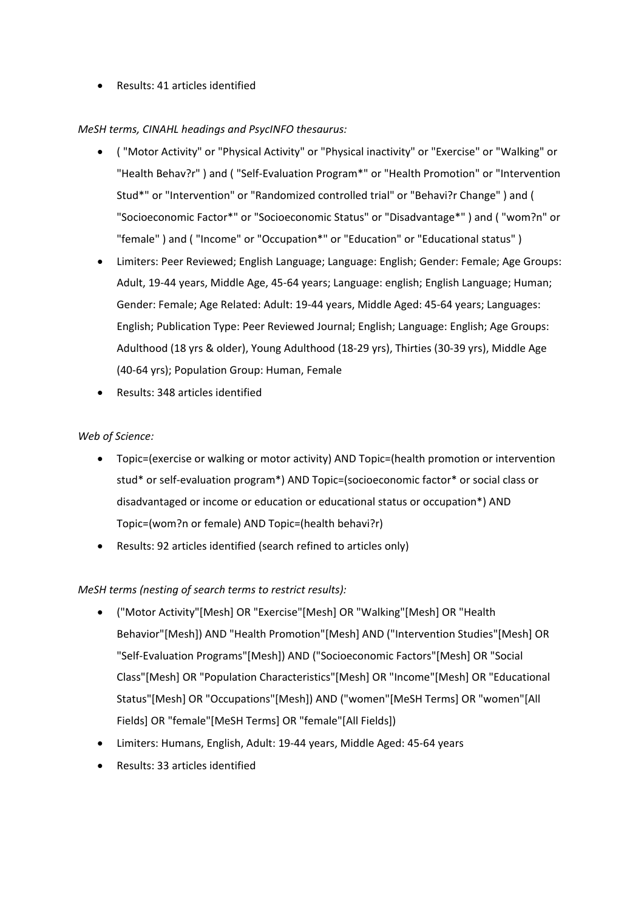- Results: 41 articles identified

*MeSH terms, CINAHL headings and PsycINFO thesaurus:*

- ( "Motor Activity" or "Physical Activity" or "Physical inactivity" or "Exercise" or "Walking" or "Health Behav?r" ) and ( "Self-Evaluation Program*" or "Health Promotion" or "Intervention Stud*" or "Intervention" or "Randomized controlled trial" or "Behavi?r Change" ) and ( "Socioeconomic Factor*" or "Socioeconomic Status" or "Disadvantage*" ) and ( "wom?n" or "female" ) and ( "Income" or "Occupation*" or "Education" or "Educational status" )
- Limiters: Peer Reviewed; English Language; Language: English; Gender: Female; Age Groups: Adult, 19-44 years, Middle Age, 45-64 years; Language: english; English Language; Human; Gender: Female; Age Related: Adult: 19-44 years, Middle Aged: 45-64 years; Languages: English; Publication Type: Peer Reviewed Journal; English; Language: English; Age Groups: Adulthood (18 yrs & older), Young Adulthood (18-29 yrs), Thirties (30-39 yrs), Middle Age (40-64 yrs); Population Group: Human, Female
- Results: 348 articles identified

*Web of Science:*

- Topic=(exercise or walking or motor activity) AND Topic=(health promotion or intervention stud* or self-evaluation program*) AND Topic=(socioeconomic factor* or social class or disadvantaged or income or education or educational status or occupation*) AND Topic=(wom?n or female) AND Topic=(health behavi?r)
- Results: 92 articles identified (search refined to articles only)

*MeSH terms (nesting of search terms to restrict results):*

- ("Motor Activity"[Mesh] OR "Exercise"[Mesh] OR "Walking"[Mesh] OR "Health Behavior"[Mesh]) AND "Health Promotion"[Mesh] AND ("Intervention Studies"[Mesh] OR "Self-Evaluation Programs"[Mesh]) AND ("Socioeconomic Factors"[Mesh] OR "Social Class"[Mesh] OR "Population Characteristics"[Mesh] OR "Income"[Mesh] OR "Educational Status"[Mesh] OR "Occupations"[Mesh]) AND ("women"[MeSH Terms] OR "women"[All Fields] OR "female"[MeSH Terms] OR "female"[All Fields])
- Limiters: Humans, English, Adult: 19-44 years, Middle Aged: 45-64 years
- Results: 33 articles identified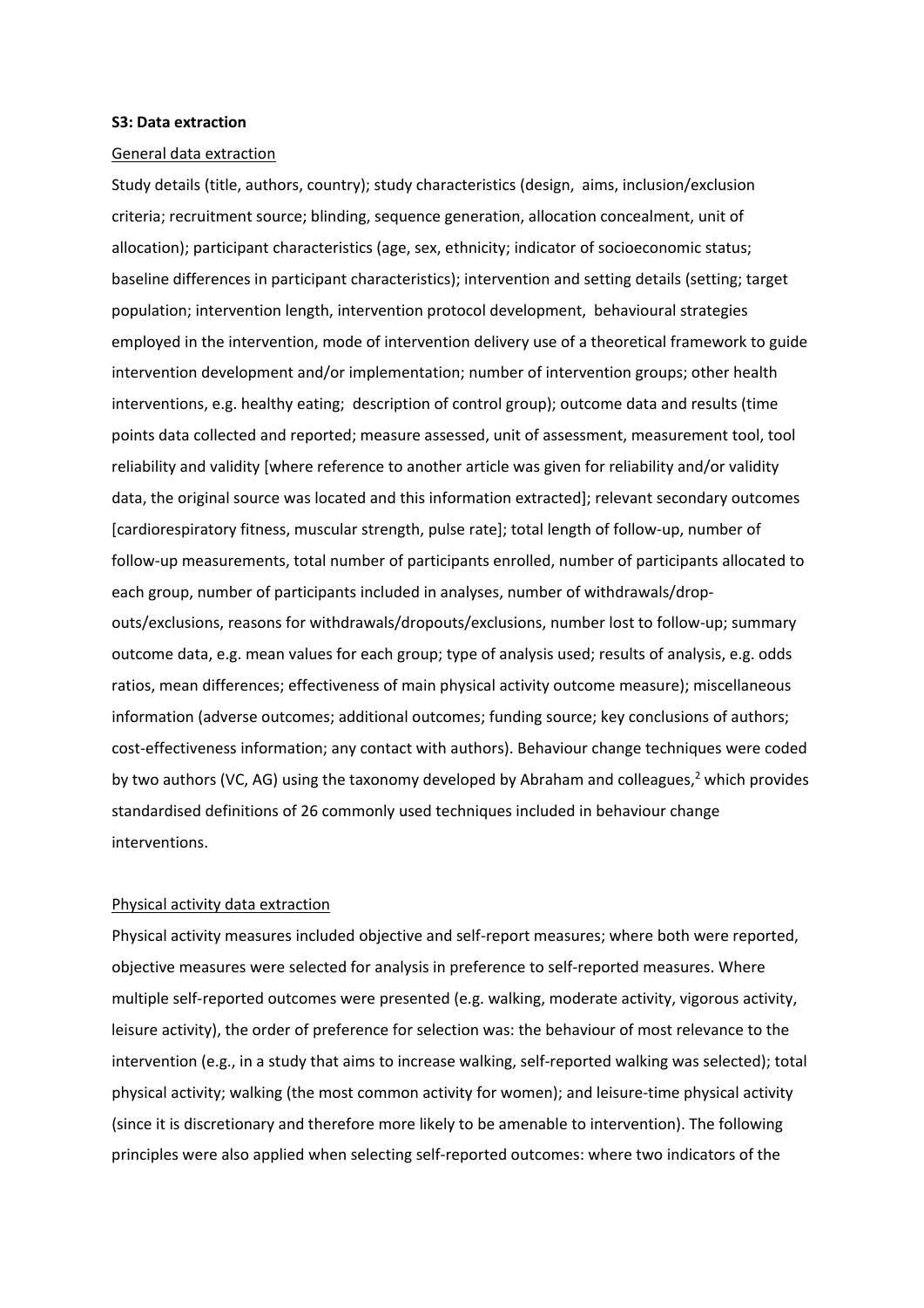**S3: Data extraction**

General data extraction

Study details (title, authors, country); study characteristics (design, aims, inclusion/exclusion criteria; recruitment source; blinding, sequence generation, allocation concealment, unit of allocation); participant characteristics (age, sex, ethnicity; indicator of socioeconomic status; baseline differences in participant characteristics); intervention and setting details (setting; target population; intervention length, intervention protocol development, behavioural strategies employed in the intervention, mode of intervention delivery use of a theoretical framework to guide intervention development and/or implementation; number of intervention groups; other health interventions, e.g. healthy eating; description of control group); outcome data and results (time points data collected and reported; measure assessed, unit of assessment, measurement tool, tool reliability and validity [where reference to another article was given for reliability and/or validity data, the original source was located and this information extracted]; relevant secondary outcomes [cardiorespiratory fitness, muscular strength, pulse rate]; total length of follow-up, number of follow-up measurements, total number of participants enrolled, number of participants allocated to each group, number of participants included in analyses, number of withdrawals/drop-outs/exclusions, reasons for withdrawals/dropouts/exclusions, number lost to follow-up; summary outcome data, e.g. mean values for each group; type of analysis used; results of analysis, e.g. odds ratios, mean differences; effectiveness of main physical activity outcome measure); miscellaneous information (adverse outcomes; additional outcomes; funding source; key conclusions of authors; cost-effectiveness information; any contact with authors). Behaviour change techniques were coded by two authors (VC, AG) using the taxonomy developed by Abraham and colleagues,[2] which provides standardised definitions of 26 commonly used techniques included in behaviour change interventions.

Physical activity data extraction

Physical activity measures included objective and self-report measures; where both were reported, objective measures were selected for analysis in preference to self-reported measures. Where multiple self-reported outcomes were presented (e.g. walking, moderate activity, vigorous activity, leisure activity), the order of preference for selection was: the behaviour of most relevance to the intervention (e.g., in a study that aims to increase walking, self-reported walking was selected); total physical activity; walking (the most common activity for women); and leisure-time physical activity (since it is discretionary and therefore more likely to be amenable to intervention). The following principles were also applied when selecting self-reported outcomes: where two indicators of the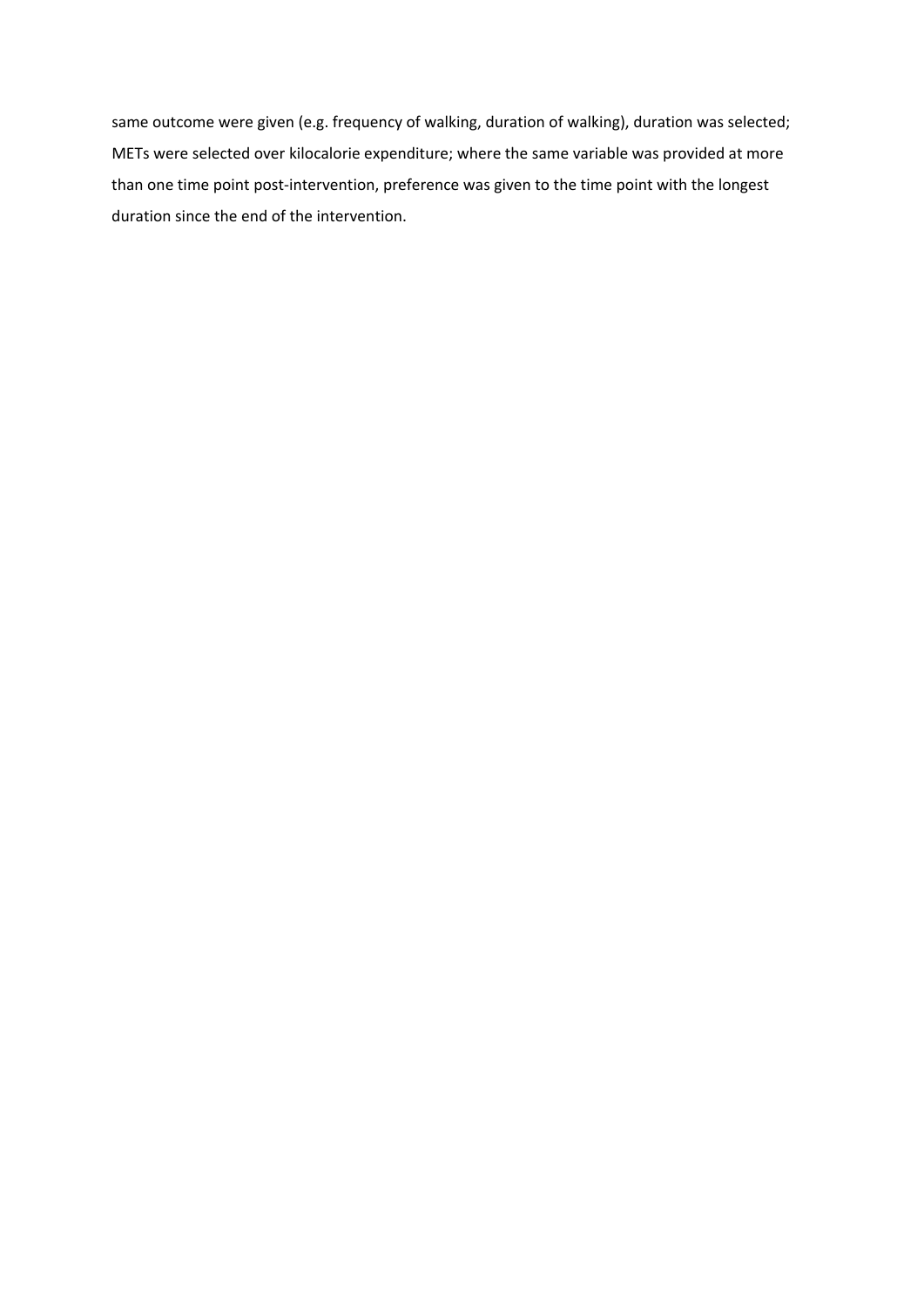same outcome were given (e.g. frequency of walking, duration of walking), duration was selected; METs were selected over kilocalorie expenditure; where the same variable was provided at more than one time point post-intervention, preference was given to the time point with the longest duration since the end of the intervention.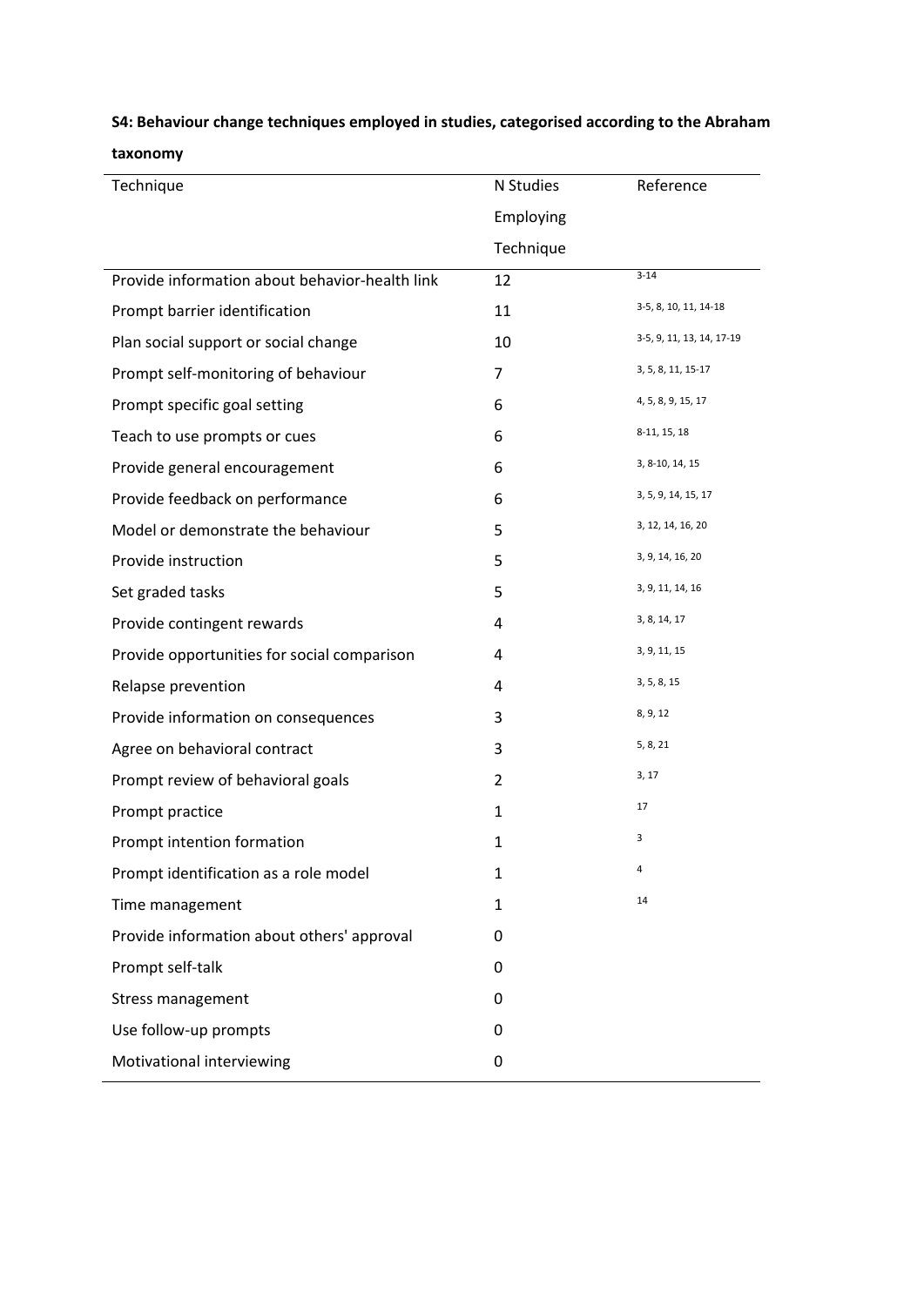**S4: Behaviour change techniques employed in studies, categorised according to the Abraham taxonomy**

| Technique | N Studies Employing Technique | Reference |
|---|---|---|
| Provide information about behavior-health link | 12 | 3-14 |
| Prompt barrier identification | 11 | 3-5, 8, 10, 11, 14-18 |
| Plan social support or social change | 10 | 3-5, 9, 11, 13, 14, 17-19 |
| Prompt self-monitoring of behaviour | 7 | 3, 5, 8, 11, 15-17 |
| Prompt specific goal setting | 6 | 4, 5, 8, 9, 15, 17 |
| Teach to use prompts or cues | 6 | 8-11, 15, 18 |
| Provide general encouragement | 6 | 3, 8-10, 14, 15 |
| Provide feedback on performance | 6 | 3, 5, 9, 14, 15, 17 |
| Model or demonstrate the behaviour | 5 | 3, 12, 14, 16, 20 |
| Provide instruction | 5 | 3, 9, 14, 16, 20 |
| Set graded tasks | 5 | 3, 9, 11, 14, 16 |
| Provide contingent rewards | 4 | 3, 8, 14, 17 |
| Provide opportunities for social comparison | 4 | 3, 9, 11, 15 |
| Relapse prevention | 4 | 3, 5, 8, 15 |
| Provide information on consequences | 3 | 8, 9, 12 |
| Agree on behavioral contract | 3 | 5, 8, 21 |
| Prompt review of behavioral goals | 2 | 3, 17 |
| Prompt practice | 1 | 17 |
| Prompt intention formation | 1 | 3 |
| Prompt identification as a role model | 1 | 4 |
| Time management | 1 | 14 |
| Provide information about others' approval | 0 | |
| Prompt self-talk | 0 | |
| Stress management | 0 | |
| Use follow-up prompts | 0 | |
| Motivational interviewing | 0 | |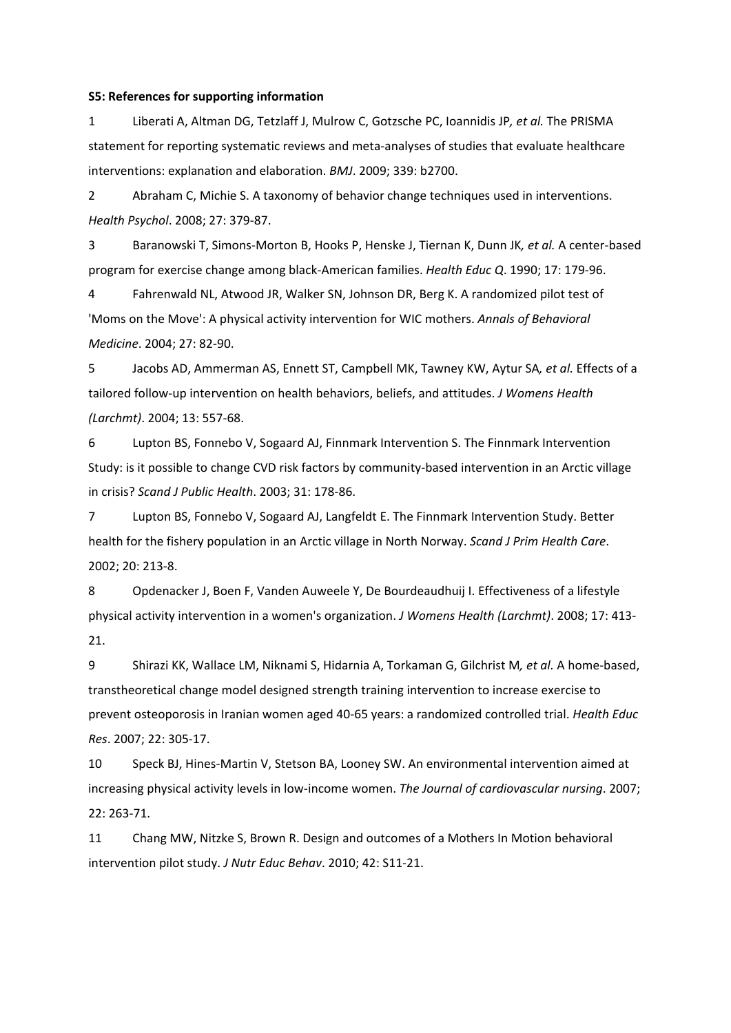**S5: References for supporting information**

1 Liberati A, Altman DG, Tetzlaff J, Mulrow C, Gotzsche PC, Ioannidis JP*, et al.* The PRISMA statement for reporting systematic reviews and meta-analyses of studies that evaluate healthcare interventions: explanation and elaboration. *BMJ*. 2009; 339: b2700.

2 Abraham C, Michie S. A taxonomy of behavior change techniques used in interventions. *Health Psychol*. 2008; 27: 379-87.

3 Baranowski T, Simons-Morton B, Hooks P, Henske J, Tiernan K, Dunn JK*, et al.* A center-based program for exercise change among black-American families. *Health Educ Q*. 1990; 17: 179-96.

4 Fahrenwald NL, Atwood JR, Walker SN, Johnson DR, Berg K. A randomized pilot test of 'Moms on the Move': A physical activity intervention for WIC mothers. *Annals of Behavioral Medicine*. 2004; 27: 82-90.

5 Jacobs AD, Ammerman AS, Ennett ST, Campbell MK, Tawney KW, Aytur SA*, et al.* Effects of a tailored follow-up intervention on health behaviors, beliefs, and attitudes. *J Womens Health (Larchmt)*. 2004; 13: 557-68.

6 Lupton BS, Fonnebo V, Sogaard AJ, Finnmark Intervention S. The Finnmark Intervention Study: is it possible to change CVD risk factors by community-based intervention in an Arctic village in crisis? *Scand J Public Health*. 2003; 31: 178-86.

7 Lupton BS, Fonnebo V, Sogaard AJ, Langfeldt E. The Finnmark Intervention Study. Better health for the fishery population in an Arctic village in North Norway. *Scand J Prim Health Care*. 2002; 20: 213-8.

8 Opdenacker J, Boen F, Vanden Auweele Y, De Bourdeaudhuij I. Effectiveness of a lifestyle physical activity intervention in a women's organization. *J Womens Health (Larchmt)*. 2008; 17: 413-21.

9 Shirazi KK, Wallace LM, Niknami S, Hidarnia A, Torkaman G, Gilchrist M*, et al.* A home-based, transtheoretical change model designed strength training intervention to increase exercise to prevent osteoporosis in Iranian women aged 40-65 years: a randomized controlled trial. *Health Educ Res*. 2007; 22: 305-17.

10 Speck BJ, Hines-Martin V, Stetson BA, Looney SW. An environmental intervention aimed at increasing physical activity levels in low-income women. *The Journal of cardiovascular nursing*. 2007; 22: 263-71.

11 Chang MW, Nitzke S, Brown R. Design and outcomes of a Mothers In Motion behavioral intervention pilot study. *J Nutr Educ Behav*. 2010; 42: S11-21.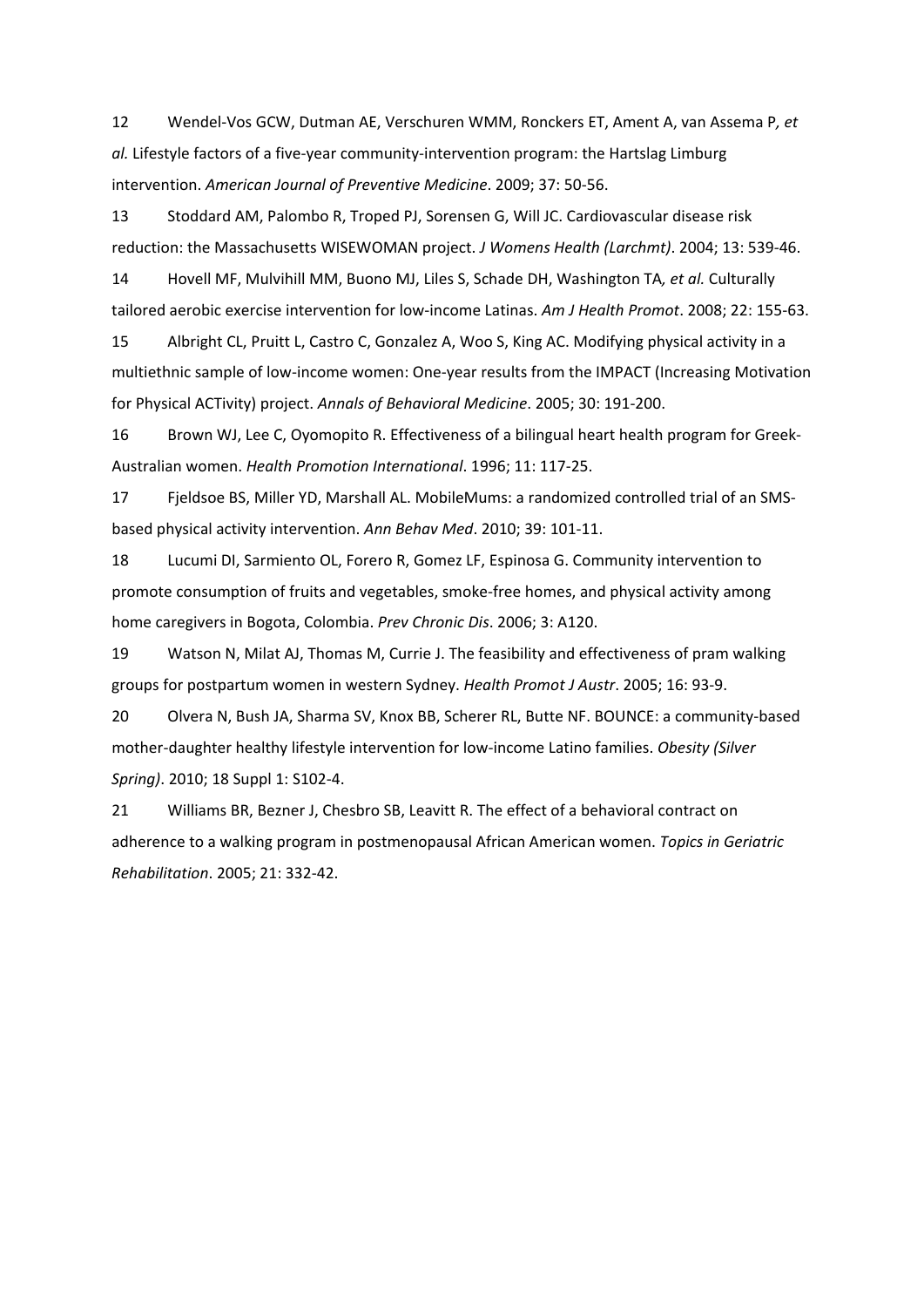12 Wendel-Vos GCW, Dutman AE, Verschuren WMM, Ronckers ET, Ament A, van Assema P*, et al.* Lifestyle factors of a five-year community-intervention program: the Hartslag Limburg intervention. *American Journal of Preventive Medicine*. 2009; 37: 50-56.

13 Stoddard AM, Palombo R, Troped PJ, Sorensen G, Will JC. Cardiovascular disease risk reduction: the Massachusetts WISEWOMAN project. *J Womens Health (Larchmt)*. 2004; 13: 539-46.

14 Hovell MF, Mulvihill MM, Buono MJ, Liles S, Schade DH, Washington TA*, et al.* Culturally tailored aerobic exercise intervention for low-income Latinas. *Am J Health Promot*. 2008; 22: 155-63.

15 Albright CL, Pruitt L, Castro C, Gonzalez A, Woo S, King AC. Modifying physical activity in a multiethnic sample of low-income women: One-year results from the IMPACT (Increasing Motivation for Physical ACTivity) project. *Annals of Behavioral Medicine*. 2005; 30: 191-200.

16 Brown WJ, Lee C, Oyomopito R. Effectiveness of a bilingual heart health program for Greek-Australian women. *Health Promotion International*. 1996; 11: 117-25.

17 Fjeldsoe BS, Miller YD, Marshall AL. MobileMums: a randomized controlled trial of an SMS-based physical activity intervention. *Ann Behav Med*. 2010; 39: 101-11.

18 Lucumi DI, Sarmiento OL, Forero R, Gomez LF, Espinosa G. Community intervention to promote consumption of fruits and vegetables, smoke-free homes, and physical activity among home caregivers in Bogota, Colombia. *Prev Chronic Dis*. 2006; 3: A120.

19 Watson N, Milat AJ, Thomas M, Currie J. The feasibility and effectiveness of pram walking groups for postpartum women in western Sydney. *Health Promot J Austr*. 2005; 16: 93-9.

20 Olvera N, Bush JA, Sharma SV, Knox BB, Scherer RL, Butte NF. BOUNCE: a community-based mother-daughter healthy lifestyle intervention for low-income Latino families. *Obesity (Silver Spring)*. 2010; 18 Suppl 1: S102-4.

21 Williams BR, Bezner J, Chesbro SB, Leavitt R. The effect of a behavioral contract on adherence to a walking program in postmenopausal African American women. *Topics in Geriatric Rehabilitation*. 2005; 21: 332-42.